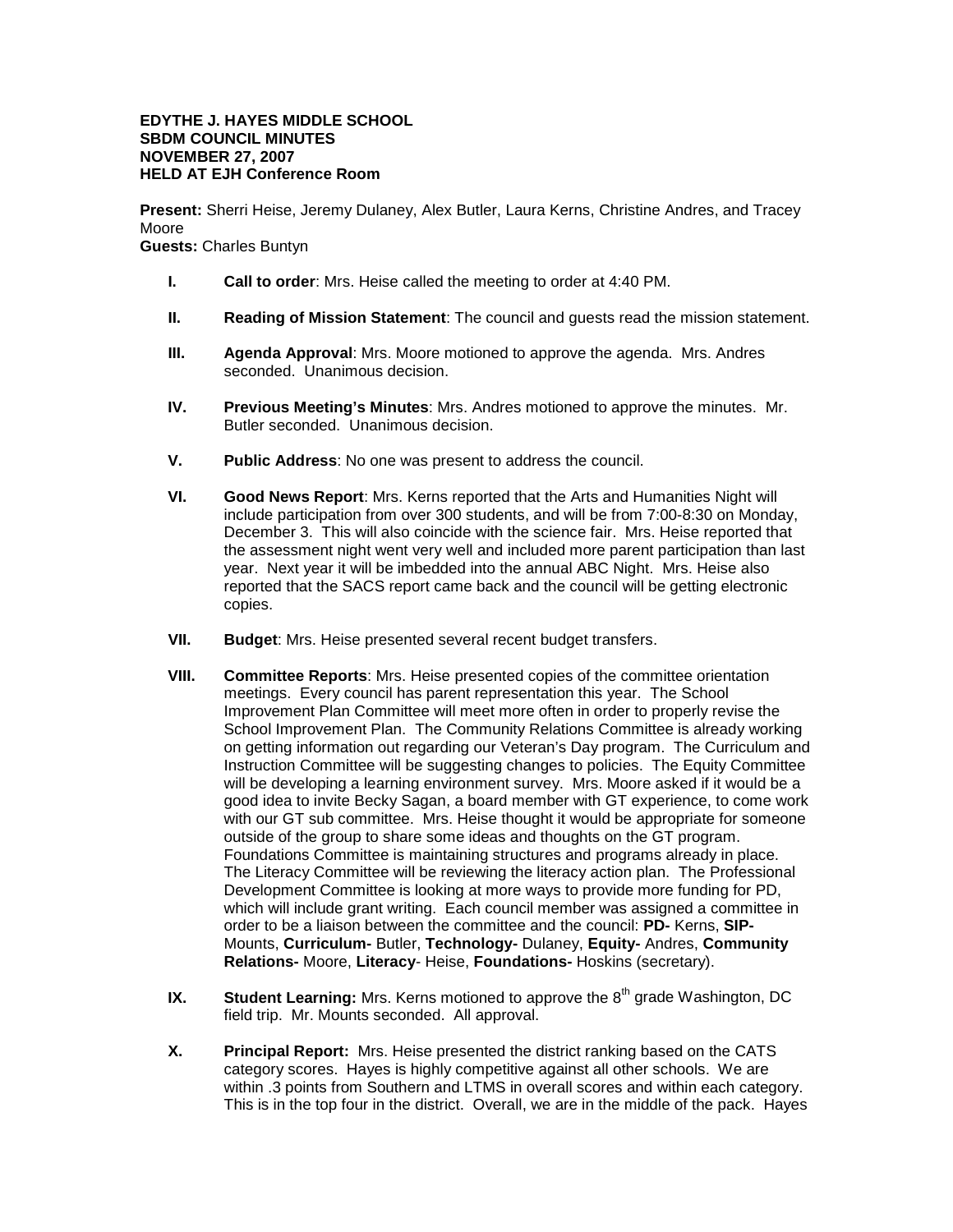**EDYTHE J. HAYES MIDDLE SCHOOL**
**SBDM COUNCIL MINUTES**
**NOVEMBER 27, 2007**
**HELD AT EJH Conference Room**

**Present:** Sherri Heise, Jeremy Dulaney, Alex Butler, Laura Kerns, Christine Andres, and Tracey Moore
**Guests:** Charles Buntyn

- **I. Call to order**: Mrs. Heise called the meeting to order at 4:40 PM.

- **II. Reading of Mission Statement**: The council and guests read the mission statement.

- **III. Agenda Approval**: Mrs. Moore motioned to approve the agenda. Mrs. Andres seconded. Unanimous decision.

- **IV. Previous Meeting's Minutes**: Mrs. Andres motioned to approve the minutes. Mr. Butler seconded. Unanimous decision.

- **V. Public Address**: No one was present to address the council.

- **VI. Good News Report**: Mrs. Kerns reported that the Arts and Humanities Night will include participation from over 300 students, and will be from 7:00-8:30 on Monday, December 3. This will also coincide with the science fair. Mrs. Heise reported that the assessment night went very well and included more parent participation than last year. Next year it will be imbedded into the annual ABC Night. Mrs. Heise also reported that the SACS report came back and the council will be getting electronic copies.

- **VII. Budget**: Mrs. Heise presented several recent budget transfers.

- **VIII. Committee Reports**: Mrs. Heise presented copies of the committee orientation meetings. Every council has parent representation this year. The School Improvement Plan Committee will meet more often in order to properly revise the School Improvement Plan. The Community Relations Committee is already working on getting information out regarding our Veteran's Day program. The Curriculum and Instruction Committee will be suggesting changes to policies. The Equity Committee will be developing a learning environment survey. Mrs. Moore asked if it would be a good idea to invite Becky Sagan, a board member with GT experience, to come work with our GT sub committee. Mrs. Heise thought it would be appropriate for someone outside of the group to share some ideas and thoughts on the GT program. Foundations Committee is maintaining structures and programs already in place. The Literacy Committee will be reviewing the literacy action plan. The Professional Development Committee is looking at more ways to provide more funding for PD, which will include grant writing. Each council member was assigned a committee in order to be a liaison between the committee and the council: **PD-** Kerns, **SIP-** Mounts, **Curriculum-** Butler, **Technology-** Dulaney, **Equity-** Andres, **Community Relations-** Moore, **Literacy**- Heise, **Foundations-** Hoskins (secretary).

- **IX. Student Learning:** Mrs. Kerns motioned to approve the 8th grade Washington, DC field trip. Mr. Mounts seconded. All approval.

- **X. Principal Report:** Mrs. Heise presented the district ranking based on the CATS category scores. Hayes is highly competitive against all other schools. We are within .3 points from Southern and LTMS in overall scores and within each category. This is in the top four in the district. Overall, we are in the middle of the pack. Hayes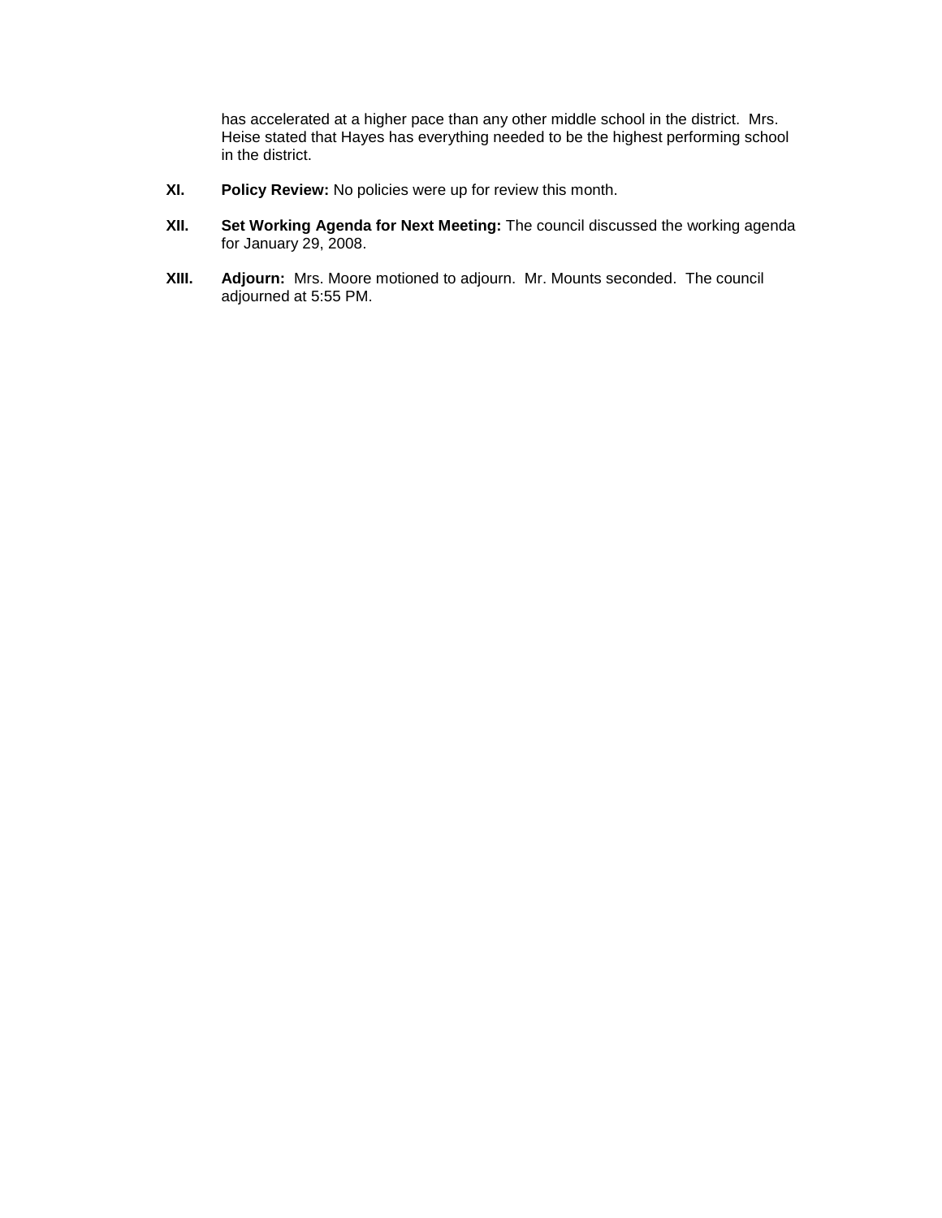has accelerated at a higher pace than any other middle school in the district. Mrs. Heise stated that Hayes has everything needed to be the highest performing school in the district.

**XI. Policy Review:** No policies were up for review this month.

**XII. Set Working Agenda for Next Meeting:** The council discussed the working agenda for January 29, 2008.

**XIII. Adjourn:** Mrs. Moore motioned to adjourn. Mr. Mounts seconded. The council adjourned at 5:55 PM.